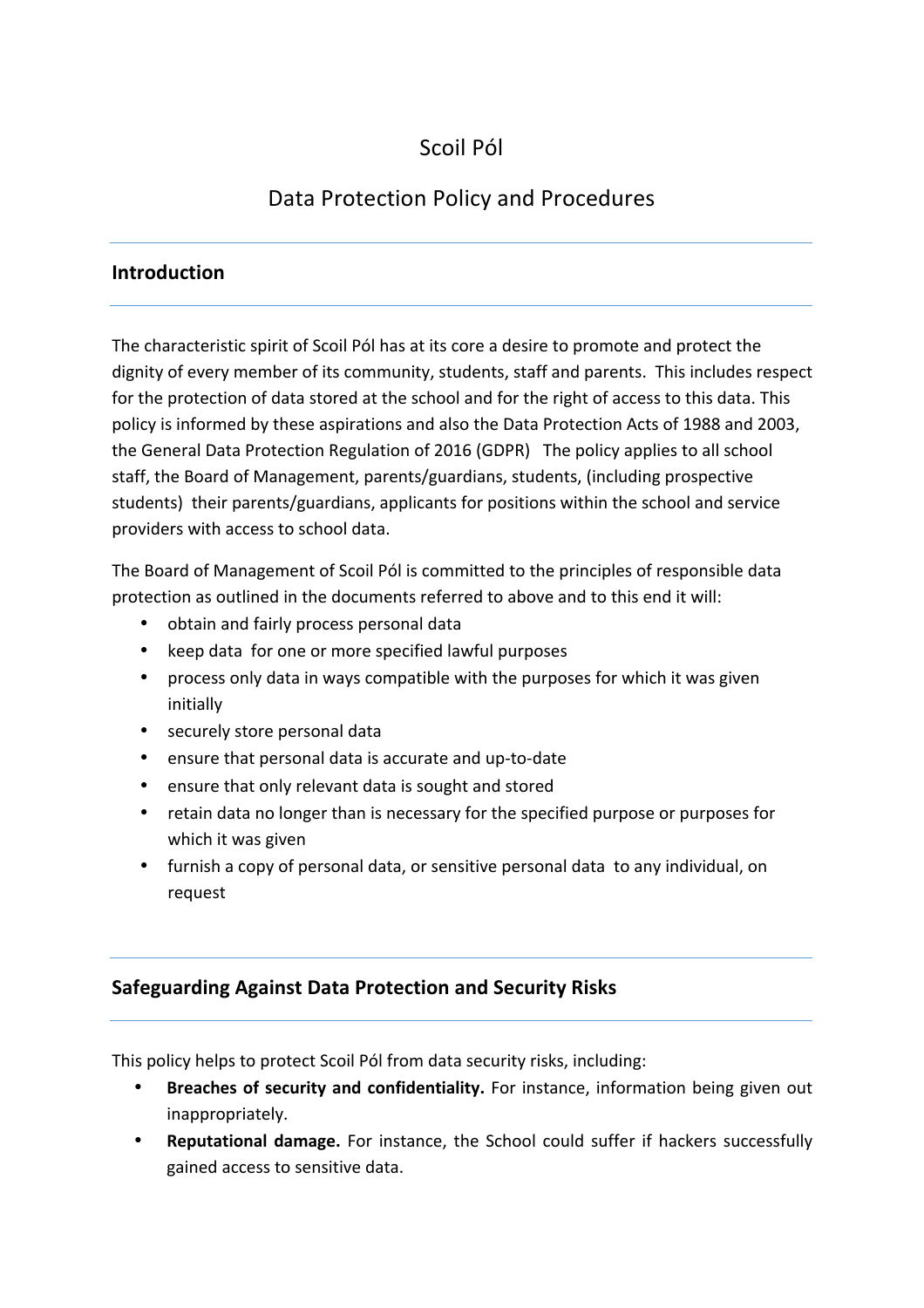# Scoil Pól

# Data Protection Policy and Procedures

## Introduction

The characteristic spirit of Scoil Pól has at its core a desire to promote and protect the dignity of every member of its community, students, staff and parents. This includes respect for the protection of data stored at the school and for the right of access to this data. This policy is informed by these aspirations and also the Data Protection Acts of 1988 and 2003, the General Data Protection Regulation of 2016 (GDPR) The policy applies to all school staff, the Board of Management, parents/guardians, students, (including prospective students) their parents/guardians, applicants for positions within the school and service providers with access to school data.

The Board of Management of Scoil Pól is committed to the principles of responsible data protection as outlined in the documents referred to above and to this end it will:

- obtain and fairly process personal data
- keep data for one or more specified lawful purposes
- process only data in ways compatible with the purposes for which it was given initially
- securely store personal data
- ensure that personal data is accurate and up-to-date
- ensure that only relevant data is sought and stored
- retain data no longer than is necessary for the specified purpose or purposes for which it was given
- furnish a copy of personal data, or sensitive personal data to any individual, on request

## Safeguarding Against Data Protection and Security Risks

This policy helps to protect Scoil Pól from data security risks, including:

- **Breaches of security and confidentiality.** For instance, information being given out inappropriately.
- **Reputational damage.** For instance, the School could suffer if hackers successfully gained access to sensitive data.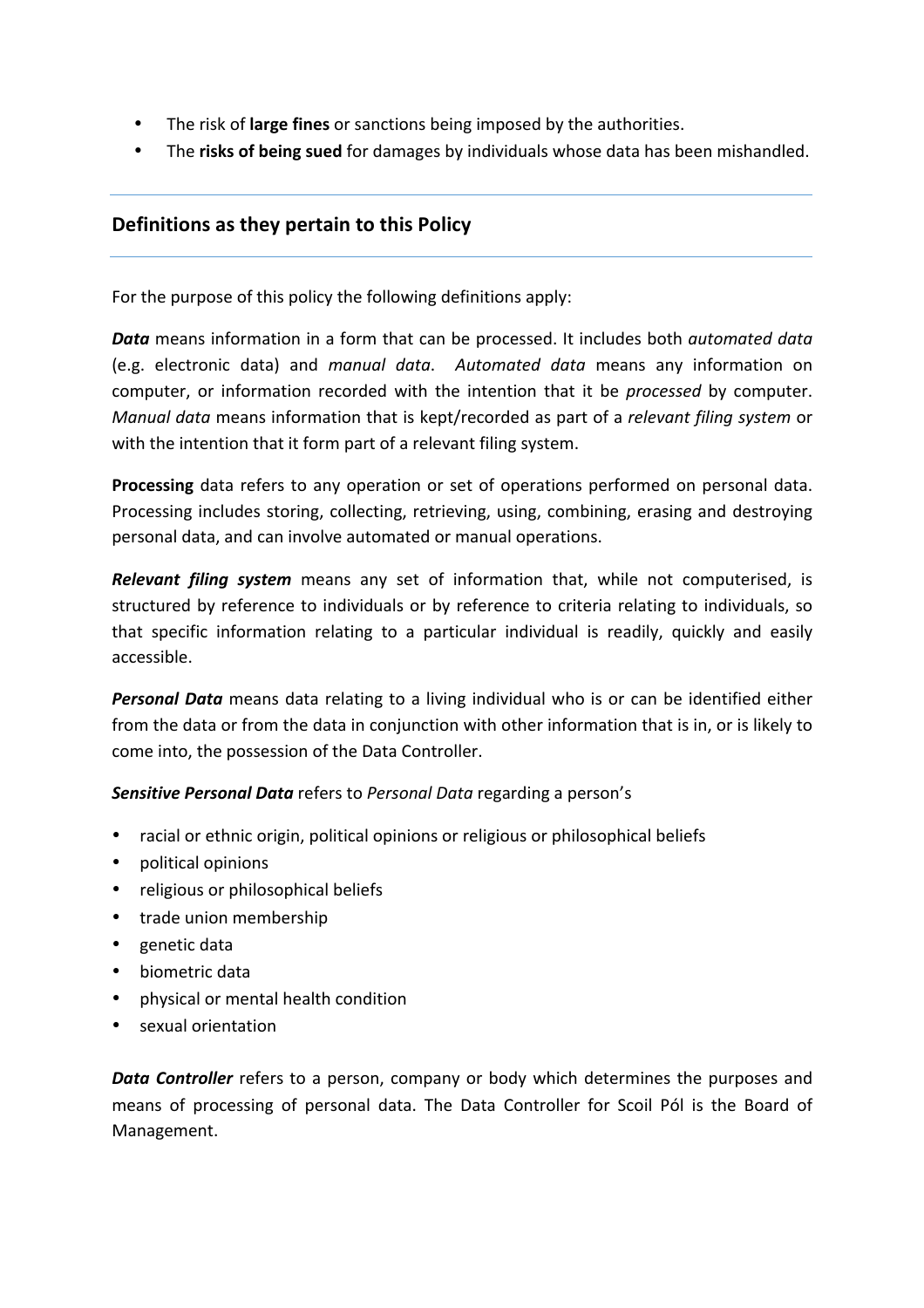- The risk of **large fines** or sanctions being imposed by the authorities.
- The **risks of being sued** for damages by individuals whose data has been mishandled.

## Definitions as they pertain to this Policy

For the purpose of this policy the following definitions apply:

***Data*** means information in a form that can be processed. It includes both *automated data* (e.g. electronic data) and *manual data*. *Automated data* means any information on computer, or information recorded with the intention that it be *processed* by computer. *Manual data* means information that is kept/recorded as part of a *relevant filing system* or with the intention that it form part of a relevant filing system.

**Processing** data refers to any operation or set of operations performed on personal data. Processing includes storing, collecting, retrieving, using, combining, erasing and destroying personal data, and can involve automated or manual operations.

***Relevant filing system*** means any set of information that, while not computerised, is structured by reference to individuals or by reference to criteria relating to individuals, so that specific information relating to a particular individual is readily, quickly and easily accessible.

***Personal Data*** means data relating to a living individual who is or can be identified either from the data or from the data in conjunction with other information that is in, or is likely to come into, the possession of the Data Controller.

***Sensitive Personal Data*** refers to *Personal Data* regarding a person's

- racial or ethnic origin, political opinions or religious or philosophical beliefs
- political opinions
- religious or philosophical beliefs
- trade union membership
- genetic data
- biometric data
- physical or mental health condition
- sexual orientation

***Data Controller*** refers to a person, company or body which determines the purposes and means of processing of personal data. The Data Controller for Scoil Pól is the Board of Management.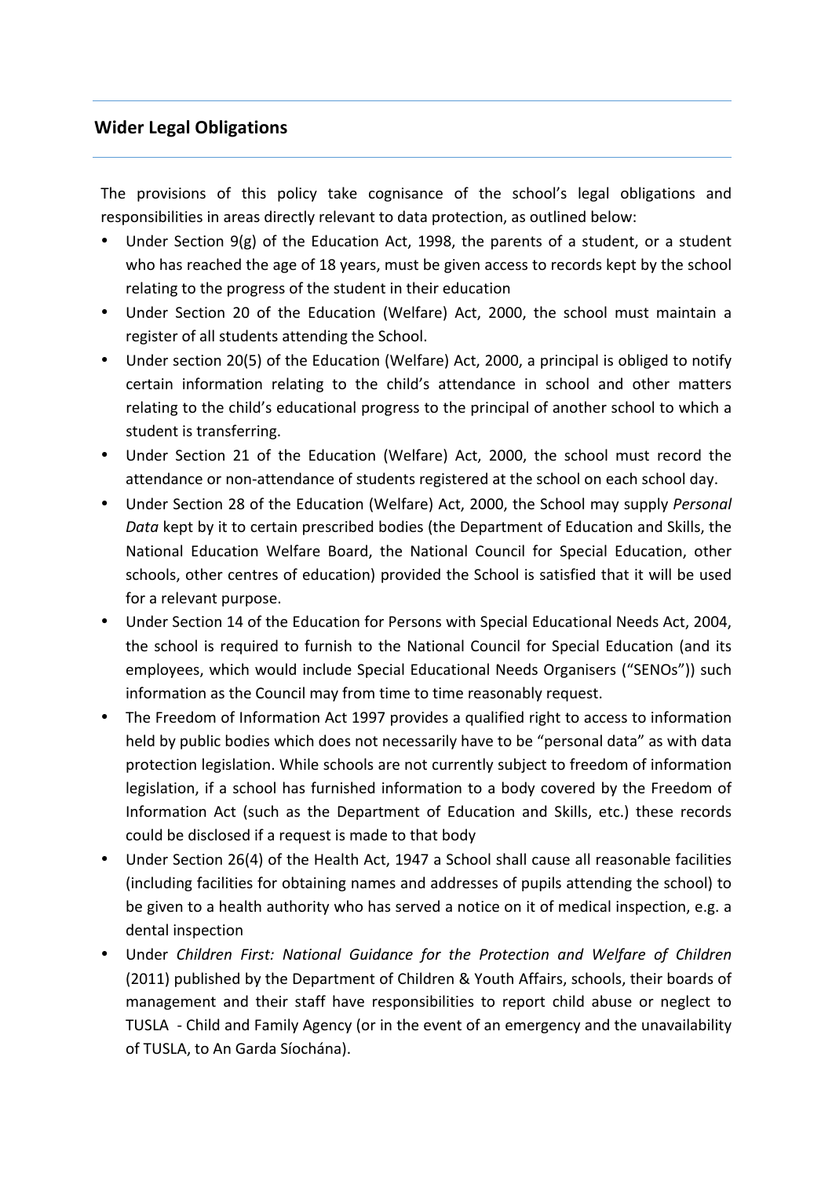## Wider Legal Obligations

The provisions of this policy take cognisance of the school's legal obligations and responsibilities in areas directly relevant to data protection, as outlined below:

- Under Section 9(g) of the Education Act, 1998, the parents of a student, or a student who has reached the age of 18 years, must be given access to records kept by the school relating to the progress of the student in their education
- Under Section 20 of the Education (Welfare) Act, 2000, the school must maintain a register of all students attending the School.
- Under section 20(5) of the Education (Welfare) Act, 2000, a principal is obliged to notify certain information relating to the child's attendance in school and other matters relating to the child's educational progress to the principal of another school to which a student is transferring.
- Under Section 21 of the Education (Welfare) Act, 2000, the school must record the attendance or non-attendance of students registered at the school on each school day.
- Under Section 28 of the Education (Welfare) Act, 2000, the School may supply *Personal Data* kept by it to certain prescribed bodies (the Department of Education and Skills, the National Education Welfare Board, the National Council for Special Education, other schools, other centres of education) provided the School is satisfied that it will be used for a relevant purpose.
- Under Section 14 of the Education for Persons with Special Educational Needs Act, 2004, the school is required to furnish to the National Council for Special Education (and its employees, which would include Special Educational Needs Organisers ("SENOs")) such information as the Council may from time to time reasonably request.
- The Freedom of Information Act 1997 provides a qualified right to access to information held by public bodies which does not necessarily have to be "personal data" as with data protection legislation. While schools are not currently subject to freedom of information legislation, if a school has furnished information to a body covered by the Freedom of Information Act (such as the Department of Education and Skills, etc.) these records could be disclosed if a request is made to that body
- Under Section 26(4) of the Health Act, 1947 a School shall cause all reasonable facilities (including facilities for obtaining names and addresses of pupils attending the school) to be given to a health authority who has served a notice on it of medical inspection, e.g. a dental inspection
- Under *Children First: National Guidance for the Protection and Welfare of Children* (2011) published by the Department of Children & Youth Affairs, schools, their boards of management and their staff have responsibilities to report child abuse or neglect to TUSLA - Child and Family Agency (or in the event of an emergency and the unavailability of TUSLA, to An Garda Síochána).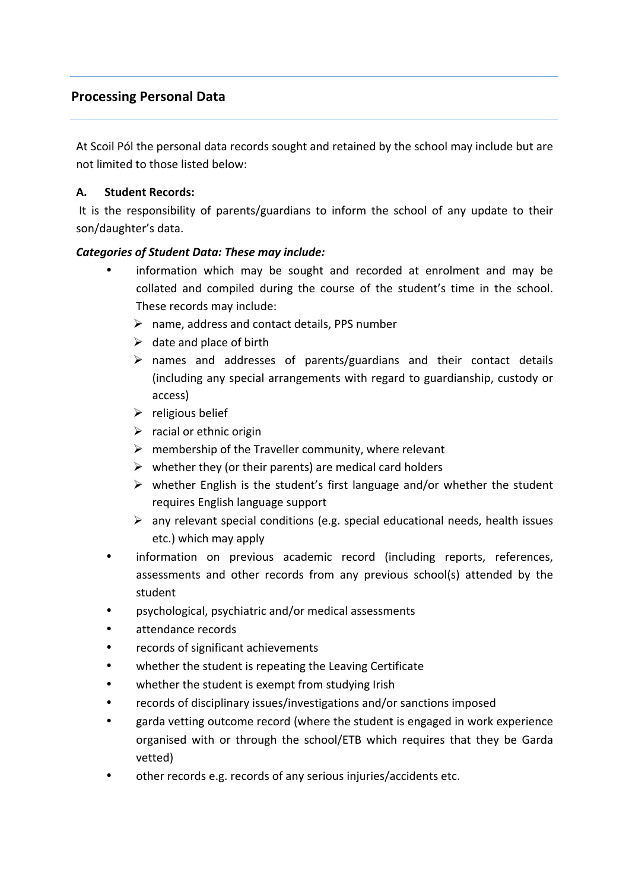## Processing Personal Data

At Scoil Pól the personal data records sought and retained by the school may include but are not limited to those listed below:

**A. Student Records:**

It is the responsibility of parents/guardians to inform the school of any update to their son/daughter's data.

***Categories of Student Data: These may include:***

- information which may be sought and recorded at enrolment and may be collated and compiled during the course of the student's time in the school. These records may include:
  - name, address and contact details, PPS number
  - date and place of birth
  - names and addresses of parents/guardians and their contact details (including any special arrangements with regard to guardianship, custody or access)
  - religious belief
  - racial or ethnic origin
  - membership of the Traveller community, where relevant
  - whether they (or their parents) are medical card holders
  - whether English is the student's first language and/or whether the student requires English language support
  - any relevant special conditions (e.g. special educational needs, health issues etc.) which may apply
- information on previous academic record (including reports, references, assessments and other records from any previous school(s) attended by the student
- psychological, psychiatric and/or medical assessments
- attendance records
- records of significant achievements
- whether the student is repeating the Leaving Certificate
- whether the student is exempt from studying Irish
- records of disciplinary issues/investigations and/or sanctions imposed
- garda vetting outcome record (where the student is engaged in work experience organised with or through the school/ETB which requires that they be Garda vetted)
- other records e.g. records of any serious injuries/accidents etc.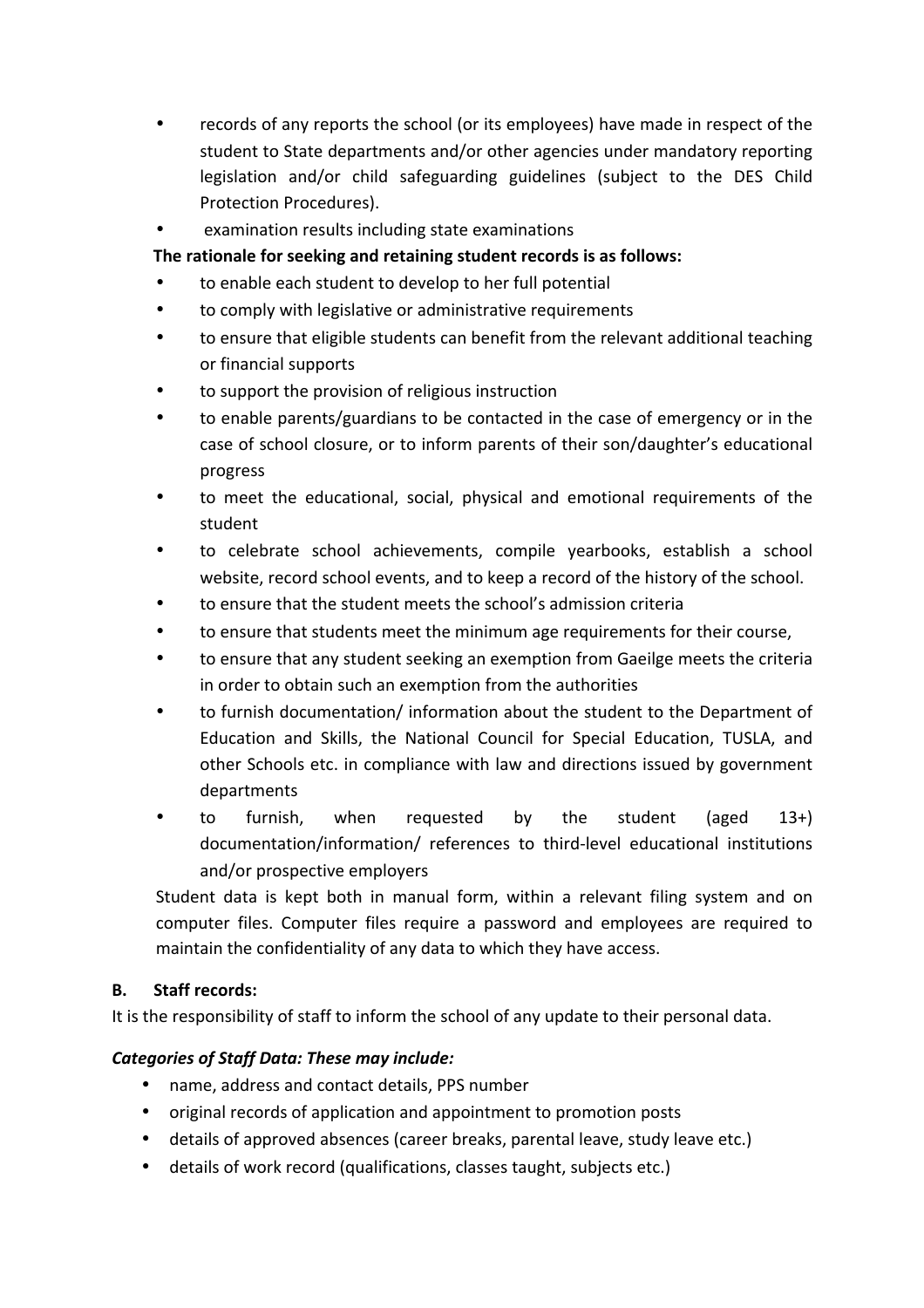- records of any reports the school (or its employees) have made in respect of the student to State departments and/or other agencies under mandatory reporting legislation and/or child safeguarding guidelines (subject to the DES Child Protection Procedures).
- examination results including state examinations

**The rationale for seeking and retaining student records is as follows:**

- to enable each student to develop to her full potential
- to comply with legislative or administrative requirements
- to ensure that eligible students can benefit from the relevant additional teaching or financial supports
- to support the provision of religious instruction
- to enable parents/guardians to be contacted in the case of emergency or in the case of school closure, or to inform parents of their son/daughter's educational progress
- to meet the educational, social, physical and emotional requirements of the student
- to celebrate school achievements, compile yearbooks, establish a school website, record school events, and to keep a record of the history of the school.
- to ensure that the student meets the school's admission criteria
- to ensure that students meet the minimum age requirements for their course,
- to ensure that any student seeking an exemption from Gaeilge meets the criteria in order to obtain such an exemption from the authorities
- to furnish documentation/ information about the student to the Department of Education and Skills, the National Council for Special Education, TUSLA, and other Schools etc. in compliance with law and directions issued by government departments
- to furnish, when requested by the student (aged 13+) documentation/information/ references to third-level educational institutions and/or prospective employers

Student data is kept both in manual form, within a relevant filing system and on computer files. Computer files require a password and employees are required to maintain the confidentiality of any data to which they have access.

**B. Staff records:**

It is the responsibility of staff to inform the school of any update to their personal data.

***Categories of Staff Data: These may include:***

- name, address and contact details, PPS number
- original records of application and appointment to promotion posts
- details of approved absences (career breaks, parental leave, study leave etc.)
- details of work record (qualifications, classes taught, subjects etc.)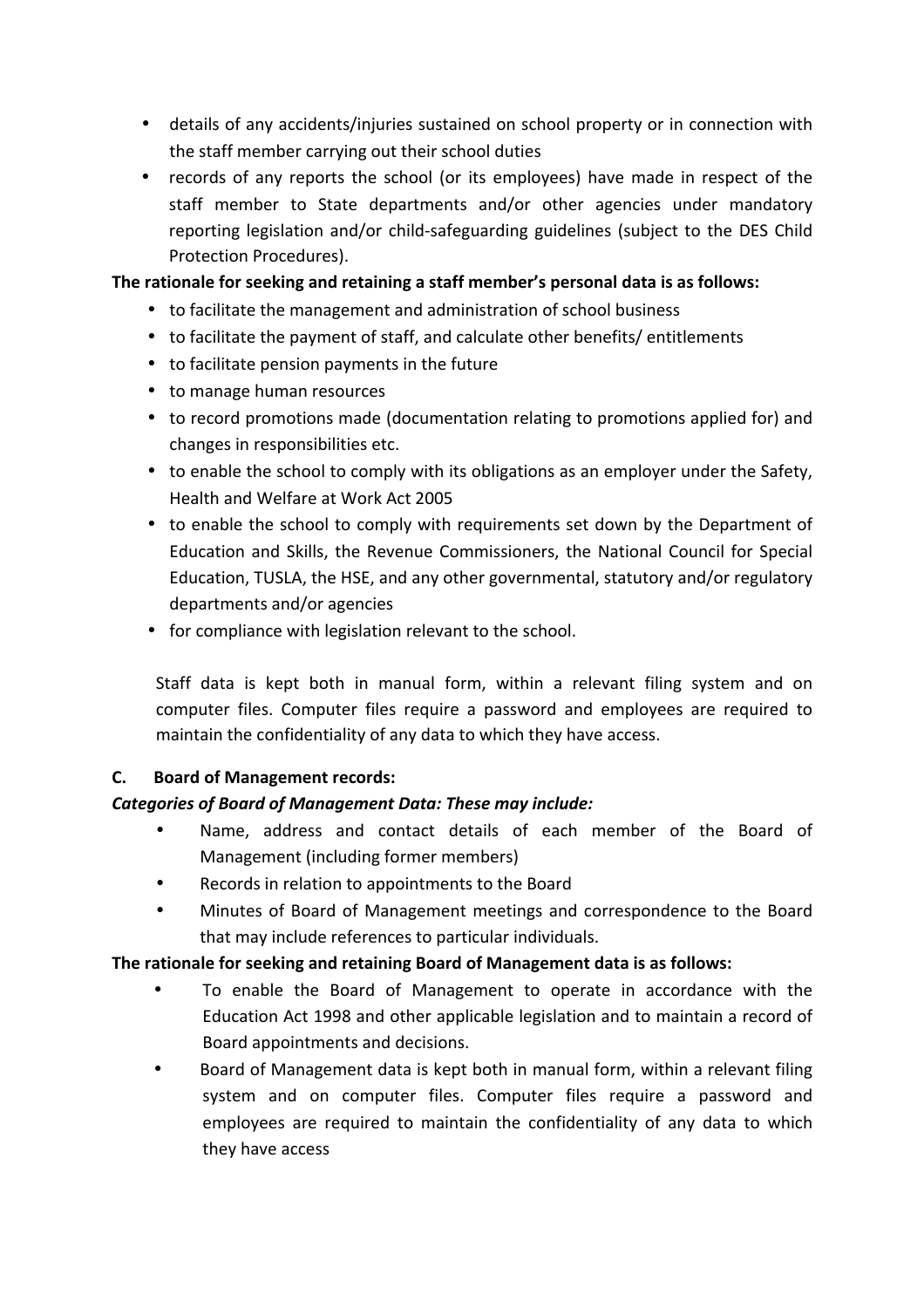- details of any accidents/injuries sustained on school property or in connection with the staff member carrying out their school duties
- records of any reports the school (or its employees) have made in respect of the staff member to State departments and/or other agencies under mandatory reporting legislation and/or child-safeguarding guidelines (subject to the DES Child Protection Procedures).

**The rationale for seeking and retaining a staff member's personal data is as follows:**

- to facilitate the management and administration of school business
- to facilitate the payment of staff, and calculate other benefits/ entitlements
- to facilitate pension payments in the future
- to manage human resources
- to record promotions made (documentation relating to promotions applied for) and changes in responsibilities etc.
- to enable the school to comply with its obligations as an employer under the Safety, Health and Welfare at Work Act 2005
- to enable the school to comply with requirements set down by the Department of Education and Skills, the Revenue Commissioners, the National Council for Special Education, TUSLA, the HSE, and any other governmental, statutory and/or regulatory departments and/or agencies
- for compliance with legislation relevant to the school.

Staff data is kept both in manual form, within a relevant filing system and on computer files. Computer files require a password and employees are required to maintain the confidentiality of any data to which they have access.

**C. Board of Management records:**

***Categories of Board of Management Data: These may include:***

- Name, address and contact details of each member of the Board of Management (including former members)
- Records in relation to appointments to the Board
- Minutes of Board of Management meetings and correspondence to the Board that may include references to particular individuals.

**The rationale for seeking and retaining Board of Management data is as follows:**

- To enable the Board of Management to operate in accordance with the Education Act 1998 and other applicable legislation and to maintain a record of Board appointments and decisions.
- Board of Management data is kept both in manual form, within a relevant filing system and on computer files. Computer files require a password and employees are required to maintain the confidentiality of any data to which they have access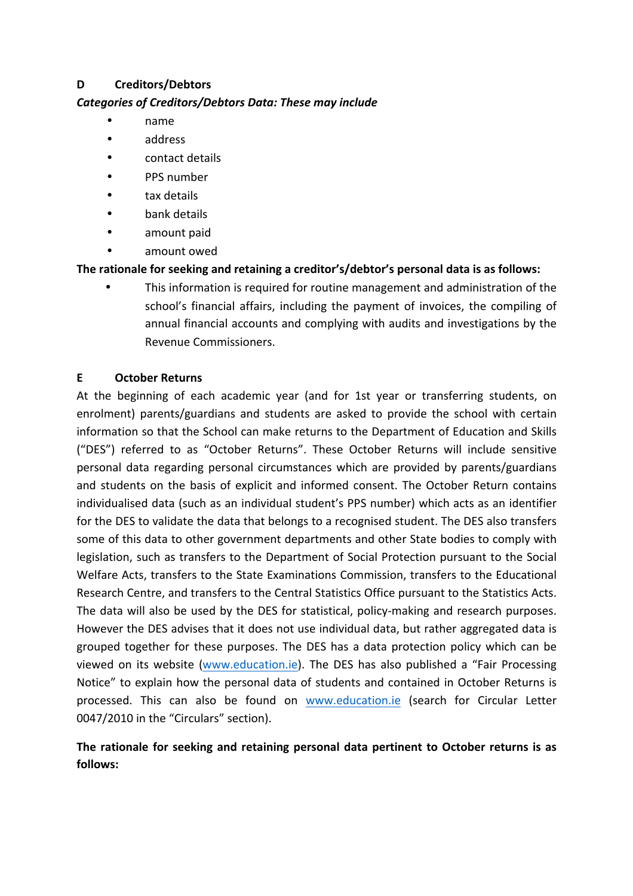**D Creditors/Debtors**

***Categories of Creditors/Debtors Data: These may include***

- name
- address
- contact details
- PPS number
- tax details
- bank details
- amount paid
- amount owed

**The rationale for seeking and retaining a creditor's/debtor's personal data is as follows:**

- This information is required for routine management and administration of the school's financial affairs, including the payment of invoices, the compiling of annual financial accounts and complying with audits and investigations by the Revenue Commissioners.

**E October Returns**

At the beginning of each academic year (and for 1st year or transferring students, on enrolment) parents/guardians and students are asked to provide the school with certain information so that the School can make returns to the Department of Education and Skills ("DES") referred to as "October Returns". These October Returns will include sensitive personal data regarding personal circumstances which are provided by parents/guardians and students on the basis of explicit and informed consent. The October Return contains individualised data (such as an individual student's PPS number) which acts as an identifier for the DES to validate the data that belongs to a recognised student. The DES also transfers some of this data to other government departments and other State bodies to comply with legislation, such as transfers to the Department of Social Protection pursuant to the Social Welfare Acts, transfers to the State Examinations Commission, transfers to the Educational Research Centre, and transfers to the Central Statistics Office pursuant to the Statistics Acts. The data will also be used by the DES for statistical, policy-making and research purposes. However the DES advises that it does not use individual data, but rather aggregated data is grouped together for these purposes. The DES has a data protection policy which can be viewed on its website (www.education.ie). The DES has also published a "Fair Processing Notice" to explain how the personal data of students and contained in October Returns is processed. This can also be found on www.education.ie (search for Circular Letter 0047/2010 in the "Circulars" section).

**The rationale for seeking and retaining personal data pertinent to October returns is as follows:**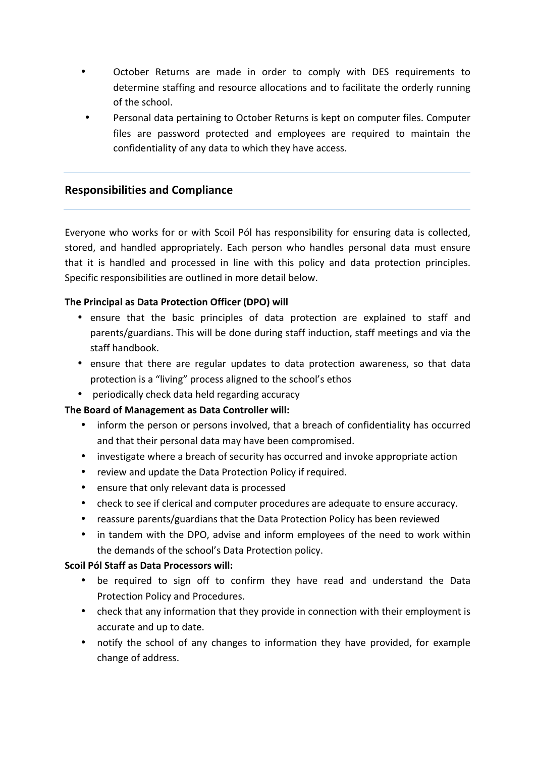- October Returns are made in order to comply with DES requirements to determine staffing and resource allocations and to facilitate the orderly running of the school.
- Personal data pertaining to October Returns is kept on computer files. Computer files are password protected and employees are required to maintain the confidentiality of any data to which they have access.

## Responsibilities and Compliance

Everyone who works for or with Scoil Pól has responsibility for ensuring data is collected, stored, and handled appropriately. Each person who handles personal data must ensure that it is handled and processed in line with this policy and data protection principles. Specific responsibilities are outlined in more detail below.

**The Principal as Data Protection Officer (DPO) will**

- ensure that the basic principles of data protection are explained to staff and parents/guardians. This will be done during staff induction, staff meetings and via the staff handbook.
- ensure that there are regular updates to data protection awareness, so that data protection is a "living" process aligned to the school's ethos
- periodically check data held regarding accuracy

**The Board of Management as Data Controller will:**

- inform the person or persons involved, that a breach of confidentiality has occurred and that their personal data may have been compromised.
- investigate where a breach of security has occurred and invoke appropriate action
- review and update the Data Protection Policy if required.
- ensure that only relevant data is processed
- check to see if clerical and computer procedures are adequate to ensure accuracy.
- reassure parents/guardians that the Data Protection Policy has been reviewed
- in tandem with the DPO, advise and inform employees of the need to work within the demands of the school's Data Protection policy.

**Scoil Pól Staff as Data Processors will:**

- be required to sign off to confirm they have read and understand the Data Protection Policy and Procedures.
- check that any information that they provide in connection with their employment is accurate and up to date.
- notify the school of any changes to information they have provided, for example change of address.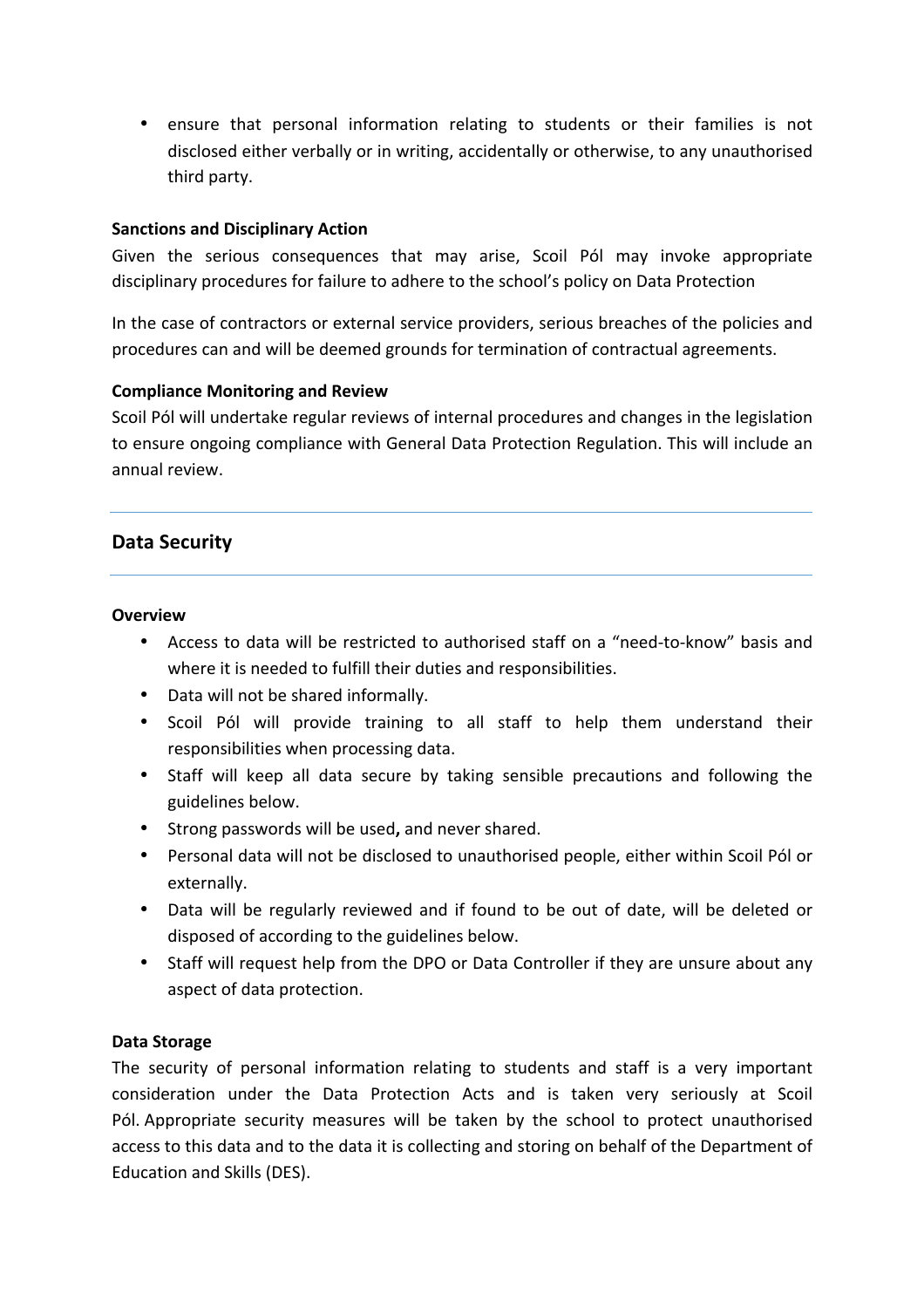- ensure that personal information relating to students or their families is not disclosed either verbally or in writing, accidentally or otherwise, to any unauthorised third party.

**Sanctions and Disciplinary Action**

Given the serious consequences that may arise, Scoil Pól may invoke appropriate disciplinary procedures for failure to adhere to the school's policy on Data Protection

In the case of contractors or external service providers, serious breaches of the policies and procedures can and will be deemed grounds for termination of contractual agreements.

**Compliance Monitoring and Review**

Scoil Pól will undertake regular reviews of internal procedures and changes in the legislation to ensure ongoing compliance with General Data Protection Regulation. This will include an annual review.

---

## Data Security

---

**Overview**

- Access to data will be restricted to authorised staff on a "need-to-know" basis and where it is needed to fulfill their duties and responsibilities.
- Data will not be shared informally.
- Scoil Pól will provide training to all staff to help them understand their responsibilities when processing data.
- Staff will keep all data secure by taking sensible precautions and following the guidelines below.
- Strong passwords will be used**,** and never shared.
- Personal data will not be disclosed to unauthorised people, either within Scoil Pól or externally.
- Data will be regularly reviewed and if found to be out of date, will be deleted or disposed of according to the guidelines below.
- Staff will request help from the DPO or Data Controller if they are unsure about any aspect of data protection.

**Data Storage**

The security of personal information relating to students and staff is a very important consideration under the Data Protection Acts and is taken very seriously at Scoil Pól. Appropriate security measures will be taken by the school to protect unauthorised access to this data and to the data it is collecting and storing on behalf of the Department of Education and Skills (DES).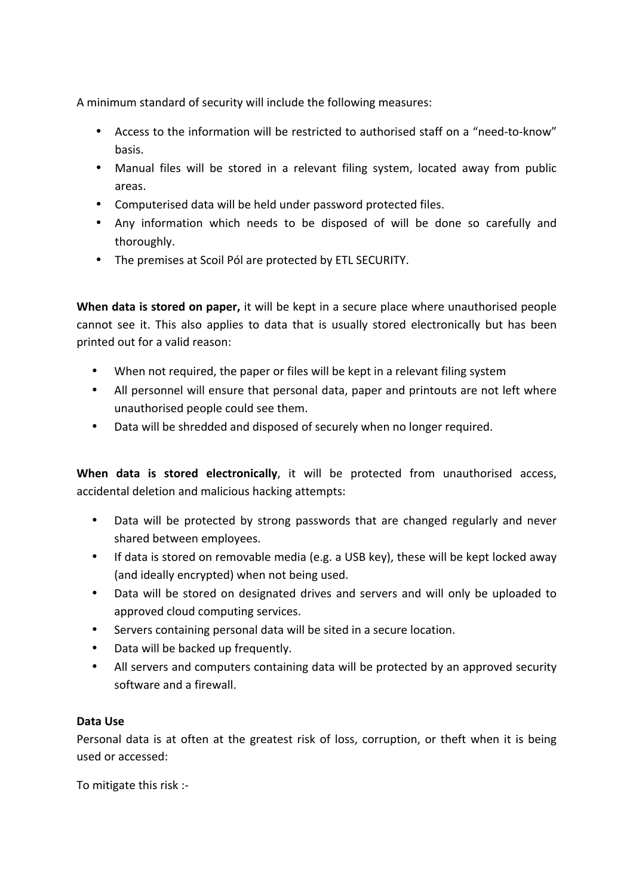A minimum standard of security will include the following measures:

- Access to the information will be restricted to authorised staff on a "need-to-know" basis.
- Manual files will be stored in a relevant filing system, located away from public areas.
- Computerised data will be held under password protected files.
- Any information which needs to be disposed of will be done so carefully and thoroughly.
- The premises at Scoil Pól are protected by ETL SECURITY.

**When data is stored on paper,** it will be kept in a secure place where unauthorised people cannot see it. This also applies to data that is usually stored electronically but has been printed out for a valid reason:

- When not required, the paper or files will be kept in a relevant filing system
- All personnel will ensure that personal data, paper and printouts are not left where unauthorised people could see them.
- Data will be shredded and disposed of securely when no longer required.

**When data is stored electronically**, it will be protected from unauthorised access, accidental deletion and malicious hacking attempts:

- Data will be protected by strong passwords that are changed regularly and never shared between employees.
- If data is stored on removable media (e.g. a USB key), these will be kept locked away (and ideally encrypted) when not being used.
- Data will be stored on designated drives and servers and will only be uploaded to approved cloud computing services.
- Servers containing personal data will be sited in a secure location.
- Data will be backed up frequently.
- All servers and computers containing data will be protected by an approved security software and a firewall.

**Data Use**

Personal data is at often at the greatest risk of loss, corruption, or theft when it is being used or accessed:

To mitigate this risk :-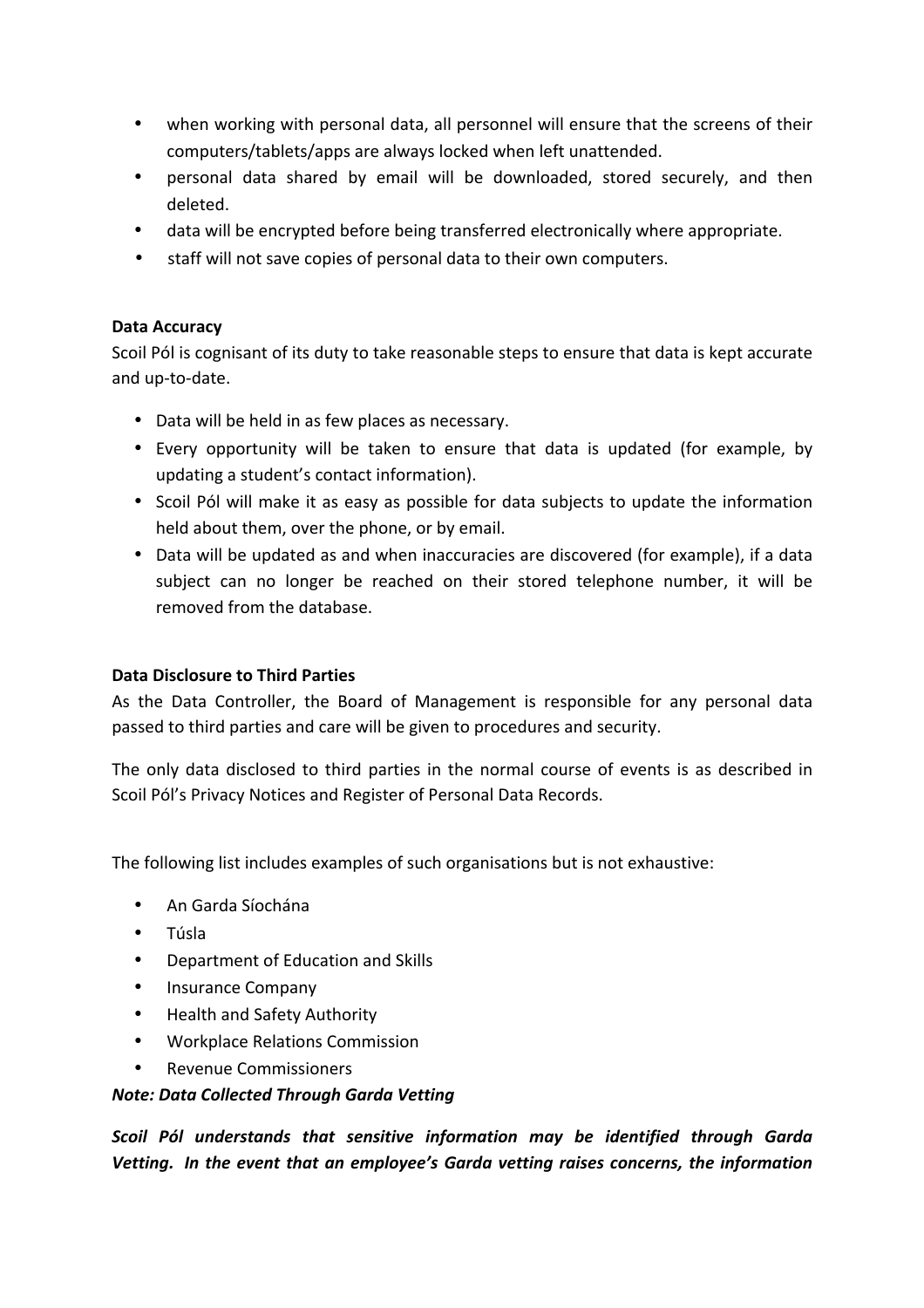- when working with personal data, all personnel will ensure that the screens of their computers/tablets/apps are always locked when left unattended.
- personal data shared by email will be downloaded, stored securely, and then deleted.
- data will be encrypted before being transferred electronically where appropriate.
- staff will not save copies of personal data to their own computers.

**Data Accuracy**

Scoil Pól is cognisant of its duty to take reasonable steps to ensure that data is kept accurate and up-to-date.

- Data will be held in as few places as necessary.
- Every opportunity will be taken to ensure that data is updated (for example, by updating a student's contact information).
- Scoil Pól will make it as easy as possible for data subjects to update the information held about them, over the phone, or by email.
- Data will be updated as and when inaccuracies are discovered (for example), if a data subject can no longer be reached on their stored telephone number, it will be removed from the database.

**Data Disclosure to Third Parties**

As the Data Controller, the Board of Management is responsible for any personal data passed to third parties and care will be given to procedures and security.

The only data disclosed to third parties in the normal course of events is as described in Scoil Pól's Privacy Notices and Register of Personal Data Records.

The following list includes examples of such organisations but is not exhaustive:

- An Garda Síochána
- Túsla
- Department of Education and Skills
- Insurance Company
- Health and Safety Authority
- Workplace Relations Commission
- Revenue Commissioners

***Note: Data Collected Through Garda Vetting***

***Scoil Pól understands that sensitive information may be identified through Garda Vetting. In the event that an employee's Garda vetting raises concerns, the information***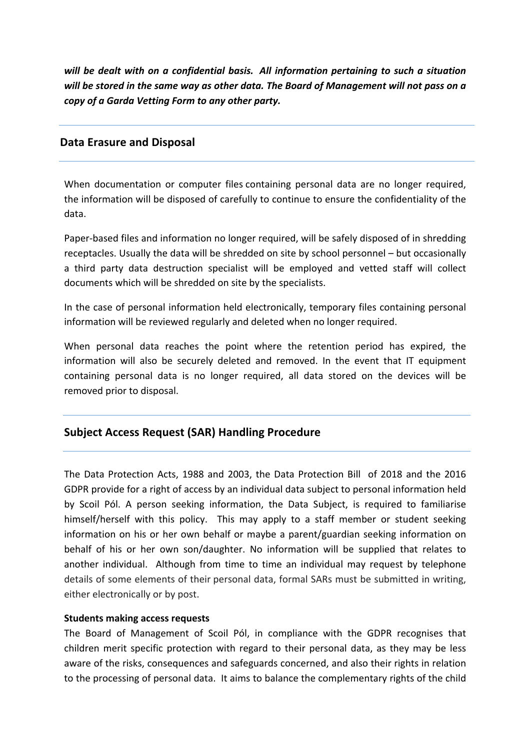***will be dealt with on a confidential basis. All information pertaining to such a situation will be stored in the same way as other data. The Board of Management will not pass on a copy of a Garda Vetting Form to any other party.***

## Data Erasure and Disposal

When documentation or computer files containing personal data are no longer required, the information will be disposed of carefully to continue to ensure the confidentiality of the data.

Paper-based files and information no longer required, will be safely disposed of in shredding receptacles. Usually the data will be shredded on site by school personnel – but occasionally a third party data destruction specialist will be employed and vetted staff will collect documents which will be shredded on site by the specialists.

In the case of personal information held electronically, temporary files containing personal information will be reviewed regularly and deleted when no longer required.

When personal data reaches the point where the retention period has expired, the information will also be securely deleted and removed. In the event that IT equipment containing personal data is no longer required, all data stored on the devices will be removed prior to disposal.

## Subject Access Request (SAR) Handling Procedure

The Data Protection Acts, 1988 and 2003, the Data Protection Bill of 2018 and the 2016 GDPR provide for a right of access by an individual data subject to personal information held by Scoil Pól. A person seeking information, the Data Subject, is required to familiarise himself/herself with this policy. This may apply to a staff member or student seeking information on his or her own behalf or maybe a parent/guardian seeking information on behalf of his or her own son/daughter. No information will be supplied that relates to another individual. Although from time to time an individual may request by telephone details of some elements of their personal data, formal SARs must be submitted in writing, either electronically or by post.

**Students making access requests**

The Board of Management of Scoil Pól, in compliance with the GDPR recognises that children merit specific protection with regard to their personal data, as they may be less aware of the risks, consequences and safeguards concerned, and also their rights in relation to the processing of personal data. It aims to balance the complementary rights of the child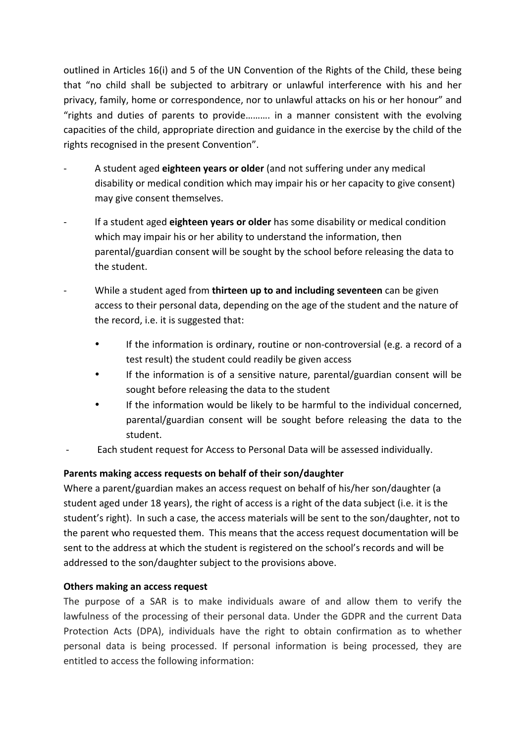outlined in Articles 16(i) and 5 of the UN Convention of the Rights of the Child, these being that "no child shall be subjected to arbitrary or unlawful interference with his and her privacy, family, home or correspondence, nor to unlawful attacks on his or her honour" and "rights and duties of parents to provide………. in a manner consistent with the evolving capacities of the child, appropriate direction and guidance in the exercise by the child of the rights recognised in the present Convention".

- A student aged **eighteen years or older** (and not suffering under any medical disability or medical condition which may impair his or her capacity to give consent) may give consent themselves.
- If a student aged **eighteen years or older** has some disability or medical condition which may impair his or her ability to understand the information, then parental/guardian consent will be sought by the school before releasing the data to the student.
- While a student aged from **thirteen up to and including seventeen** can be given access to their personal data, depending on the age of the student and the nature of the record, i.e. it is suggested that:
  - If the information is ordinary, routine or non-controversial (e.g. a record of a test result) the student could readily be given access
  - If the information is of a sensitive nature, parental/guardian consent will be sought before releasing the data to the student
  - If the information would be likely to be harmful to the individual concerned, parental/guardian consent will be sought before releasing the data to the student.
- Each student request for Access to Personal Data will be assessed individually.

**Parents making access requests on behalf of their son/daughter**

Where a parent/guardian makes an access request on behalf of his/her son/daughter (a student aged under 18 years), the right of access is a right of the data subject (i.e. it is the student's right). In such a case, the access materials will be sent to the son/daughter, not to the parent who requested them. This means that the access request documentation will be sent to the address at which the student is registered on the school's records and will be addressed to the son/daughter subject to the provisions above.

**Others making an access request**

The purpose of a SAR is to make individuals aware of and allow them to verify the lawfulness of the processing of their personal data. Under the GDPR and the current Data Protection Acts (DPA), individuals have the right to obtain confirmation as to whether personal data is being processed. If personal information is being processed, they are entitled to access the following information: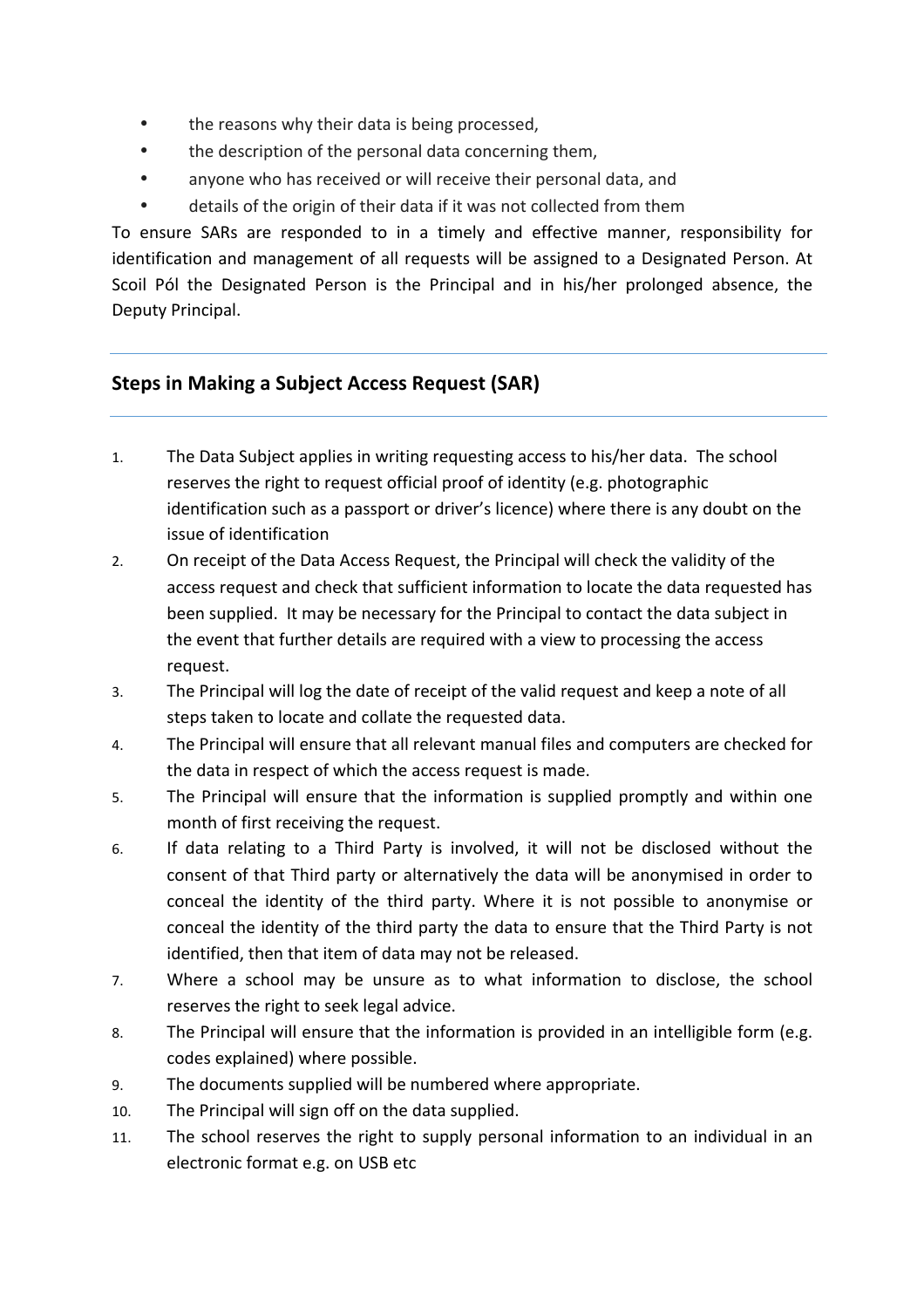- the reasons why their data is being processed,
- the description of the personal data concerning them,
- anyone who has received or will receive their personal data, and
- details of the origin of their data if it was not collected from them

To ensure SARs are responded to in a timely and effective manner, responsibility for identification and management of all requests will be assigned to a Designated Person. At Scoil Pól the Designated Person is the Principal and in his/her prolonged absence, the Deputy Principal.

## Steps in Making a Subject Access Request (SAR)

1. The Data Subject applies in writing requesting access to his/her data. The school reserves the right to request official proof of identity (e.g. photographic identification such as a passport or driver's licence) where there is any doubt on the issue of identification
2. On receipt of the Data Access Request, the Principal will check the validity of the access request and check that sufficient information to locate the data requested has been supplied. It may be necessary for the Principal to contact the data subject in the event that further details are required with a view to processing the access request.
3. The Principal will log the date of receipt of the valid request and keep a note of all steps taken to locate and collate the requested data.
4. The Principal will ensure that all relevant manual files and computers are checked for the data in respect of which the access request is made.
5. The Principal will ensure that the information is supplied promptly and within one month of first receiving the request.
6. If data relating to a Third Party is involved, it will not be disclosed without the consent of that Third party or alternatively the data will be anonymised in order to conceal the identity of the third party. Where it is not possible to anonymise or conceal the identity of the third party the data to ensure that the Third Party is not identified, then that item of data may not be released.
7. Where a school may be unsure as to what information to disclose, the school reserves the right to seek legal advice.
8. The Principal will ensure that the information is provided in an intelligible form (e.g. codes explained) where possible.
9. The documents supplied will be numbered where appropriate.
10. The Principal will sign off on the data supplied.
11. The school reserves the right to supply personal information to an individual in an electronic format e.g. on USB etc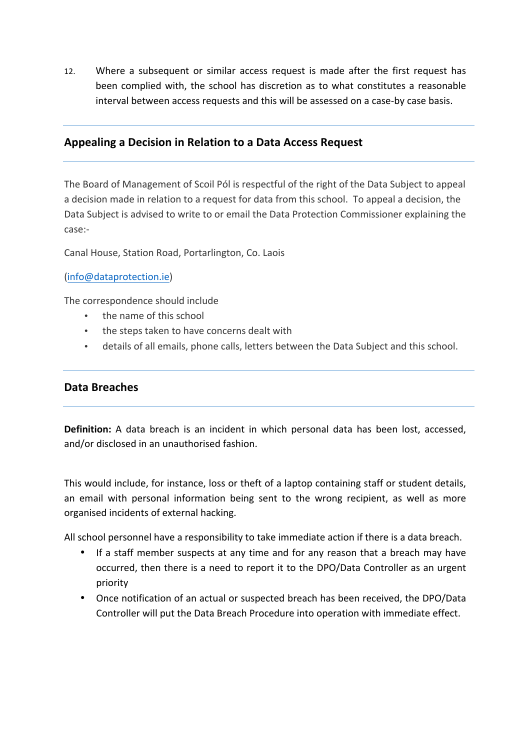12. Where a subsequent or similar access request is made after the first request has been complied with, the school has discretion as to what constitutes a reasonable interval between access requests and this will be assessed on a case-by case basis.

## Appealing a Decision in Relation to a Data Access Request

The Board of Management of Scoil Pól is respectful of the right of the Data Subject to appeal a decision made in relation to a request for data from this school. To appeal a decision, the Data Subject is advised to write to or email the Data Protection Commissioner explaining the case:-

Canal House, Station Road, Portarlington, Co. Laois

(info@dataprotection.ie)

The correspondence should include

- the name of this school
- the steps taken to have concerns dealt with
- details of all emails, phone calls, letters between the Data Subject and this school.

## Data Breaches

**Definition:** A data breach is an incident in which personal data has been lost, accessed, and/or disclosed in an unauthorised fashion.

This would include, for instance, loss or theft of a laptop containing staff or student details, an email with personal information being sent to the wrong recipient, as well as more organised incidents of external hacking.

All school personnel have a responsibility to take immediate action if there is a data breach.

- If a staff member suspects at any time and for any reason that a breach may have occurred, then there is a need to report it to the DPO/Data Controller as an urgent priority
- Once notification of an actual or suspected breach has been received, the DPO/Data Controller will put the Data Breach Procedure into operation with immediate effect.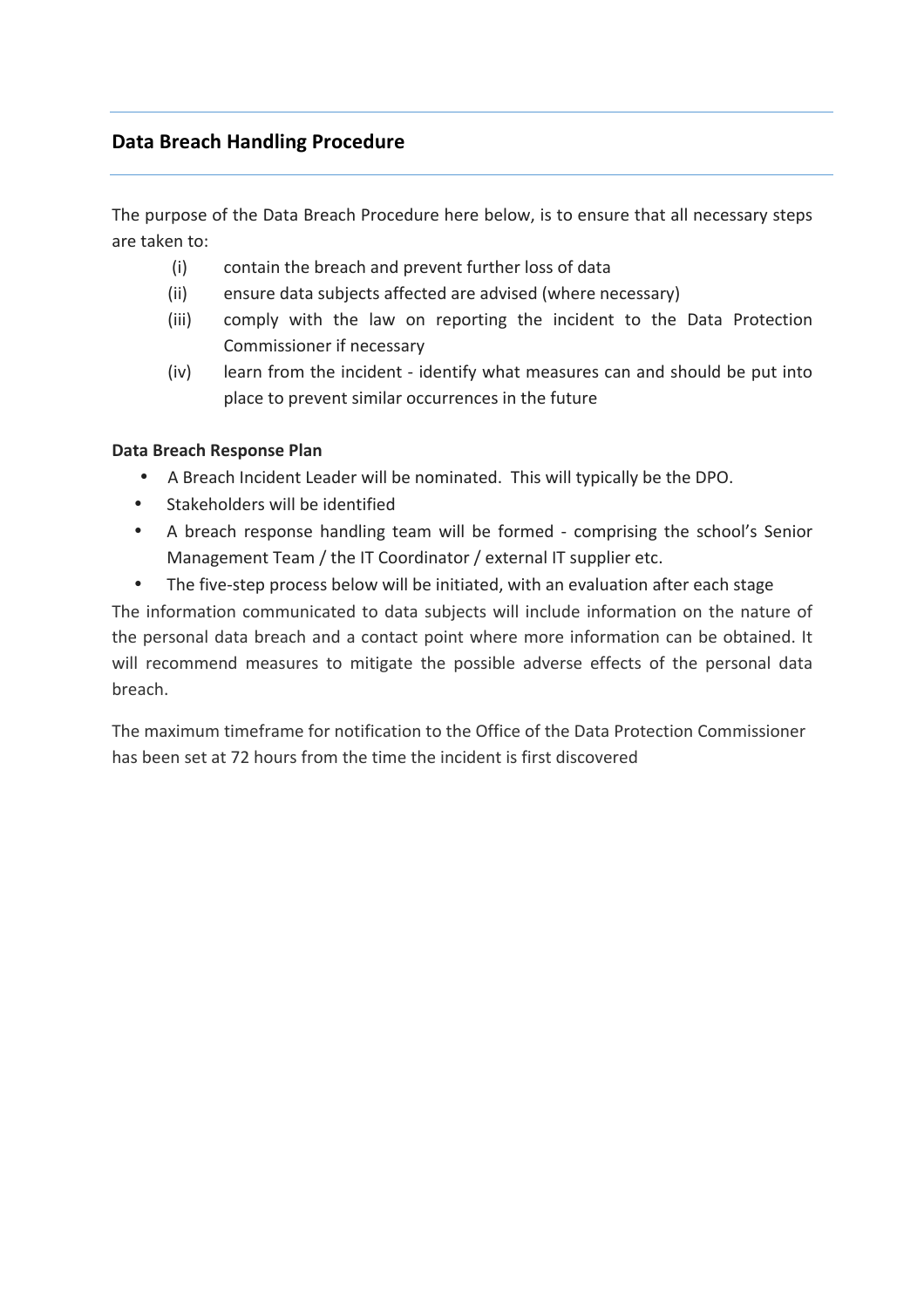## Data Breach Handling Procedure

The purpose of the Data Breach Procedure here below, is to ensure that all necessary steps are taken to:

(i) contain the breach and prevent further loss of data
(ii) ensure data subjects affected are advised (where necessary)
(iii) comply with the law on reporting the incident to the Data Protection Commissioner if necessary
(iv) learn from the incident - identify what measures can and should be put into place to prevent similar occurrences in the future

**Data Breach Response Plan**

- A Breach Incident Leader will be nominated. This will typically be the DPO.
- Stakeholders will be identified
- A breach response handling team will be formed - comprising the school's Senior Management Team / the IT Coordinator / external IT supplier etc.
- The five-step process below will be initiated, with an evaluation after each stage

The information communicated to data subjects will include information on the nature of the personal data breach and a contact point where more information can be obtained. It will recommend measures to mitigate the possible adverse effects of the personal data breach.

The maximum timeframe for notification to the Office of the Data Protection Commissioner has been set at 72 hours from the time the incident is first discovered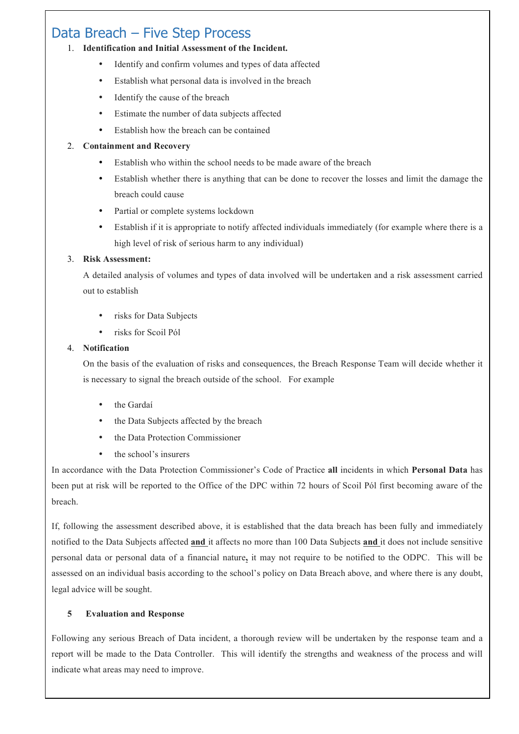# Data Breach – Five Step Process

1. **Identification and Initial Assessment of the Incident.**
    - Identify and confirm volumes and types of data affected
    - Establish what personal data is involved in the breach
    - Identify the cause of the breach
    - Estimate the number of data subjects affected
    - Establish how the breach can be contained
2. **Containment and Recovery**
    - Establish who within the school needs to be made aware of the breach
    - Establish whether there is anything that can be done to recover the losses and limit the damage the breach could cause
    - Partial or complete systems lockdown
    - Establish if it is appropriate to notify affected individuals immediately (for example where there is a high level of risk of serious harm to any individual)
3. **Risk Assessment:**

   A detailed analysis of volumes and types of data involved will be undertaken and a risk assessment carried out to establish

    - risks for Data Subjects
    - risks for Scoil Pól
4. **Notification**

   On the basis of the evaluation of risks and consequences, the Breach Response Team will decide whether it is necessary to signal the breach outside of the school. For example

    - the Gardaí
    - the Data Subjects affected by the breach
    - the Data Protection Commissioner
    - the school's insurers

In accordance with the Data Protection Commissioner's Code of Practice **all** incidents in which **Personal Data** has been put at risk will be reported to the Office of the DPC within 72 hours of Scoil Pól first becoming aware of the breach.

If, following the assessment described above, it is established that the data breach has been fully and immediately notified to the Data Subjects affected **and** it affects no more than 100 Data Subjects **and** it does not include sensitive personal data or personal data of a financial nature**,** it may not require to be notified to the ODPC. This will be assessed on an individual basis according to the school's policy on Data Breach above, and where there is any doubt, legal advice will be sought.

5. **Evaluation and Response**

Following any serious Breach of Data incident, a thorough review will be undertaken by the response team and a report will be made to the Data Controller. This will identify the strengths and weakness of the process and will indicate what areas may need to improve.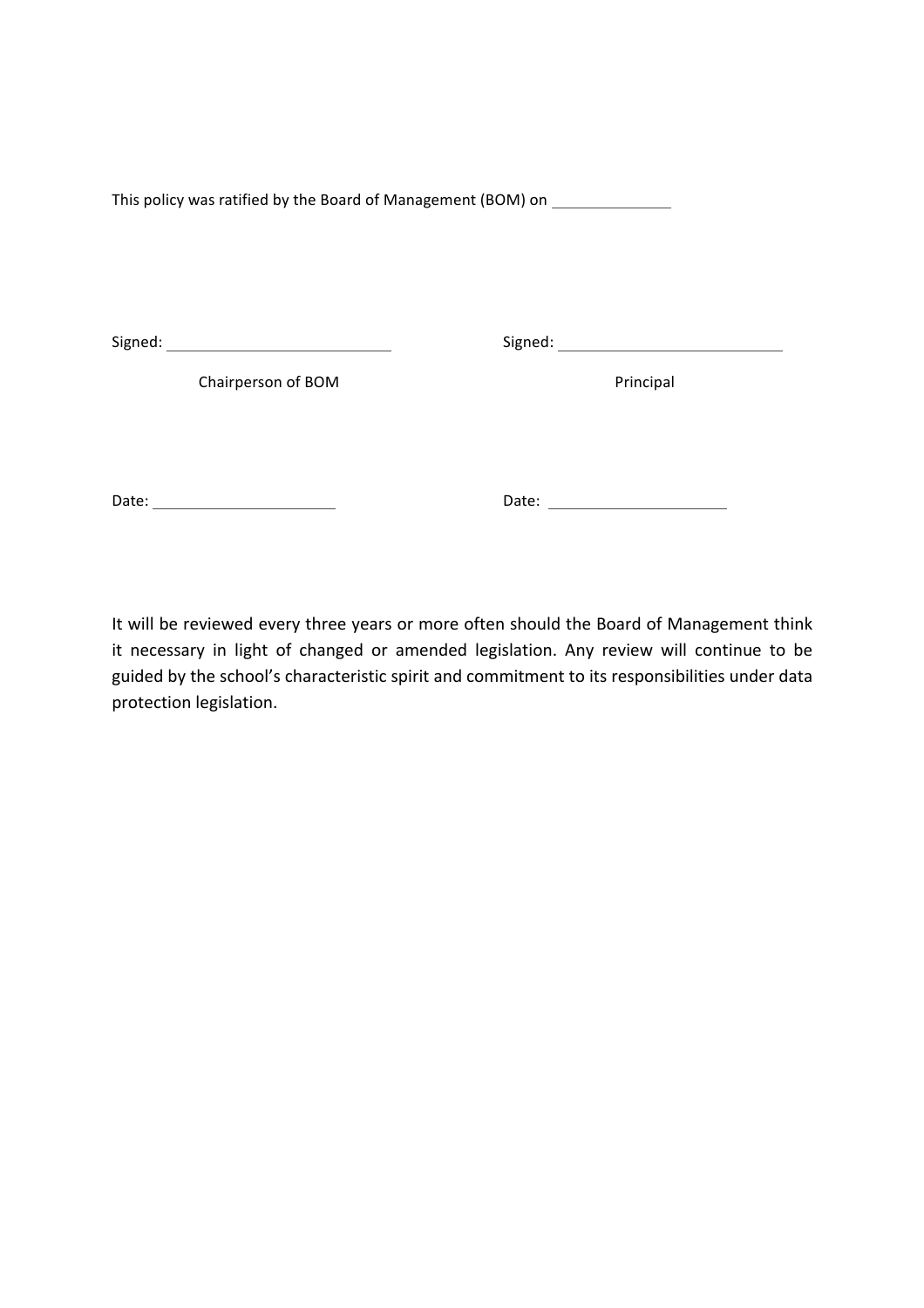This policy was ratified by the Board of Management (BOM) on ______________

Signed: ___________________________ Signed: ___________________________

Chairperson of BOM Principal

Date: ______________________ Date: ______________________

It will be reviewed every three years or more often should the Board of Management think it necessary in light of changed or amended legislation. Any review will continue to be guided by the school's characteristic spirit and commitment to its responsibilities under data protection legislation.